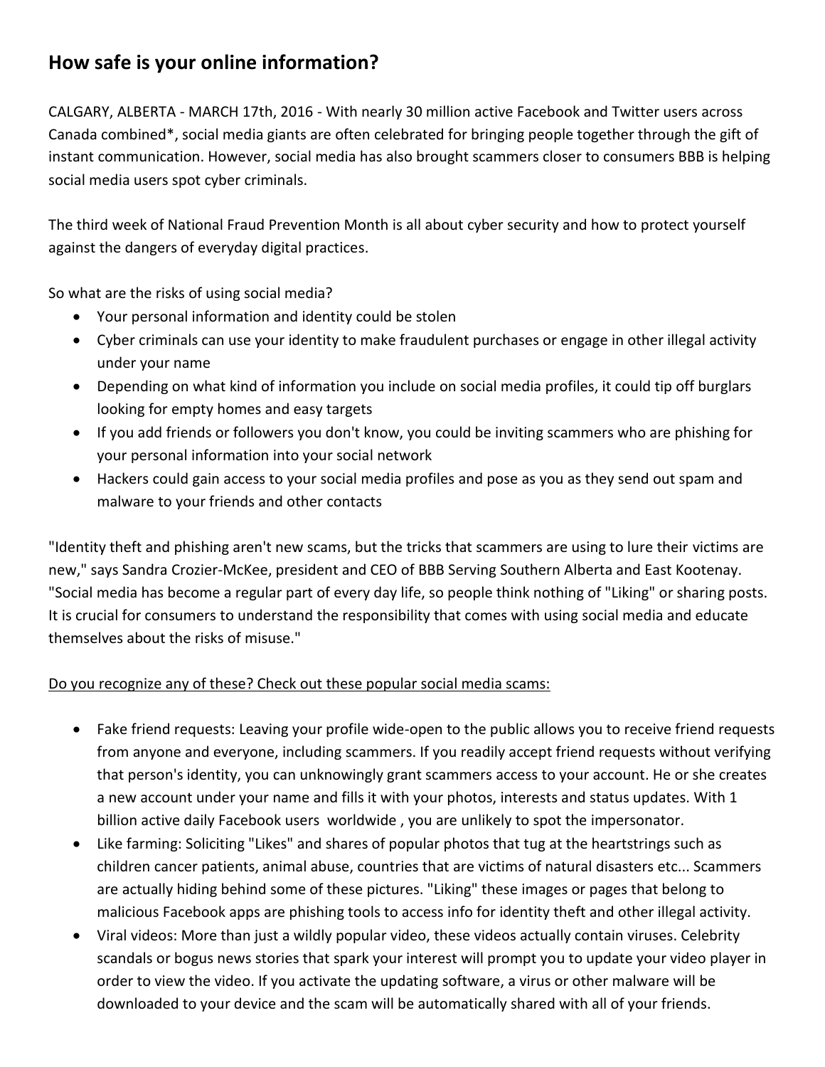## How safe is your online information?

CALGARY, ALBERTA - MARCH 17th, 2016 - With nearly 30 million active Facebook and Twitter users across Canada combined*, social media giants are often celebrated for bringing people together through the gift of instant communication. However, social media has also brought scammers closer to consumers BBB is helping social media users spot cyber criminals.

The third week of National Fraud Prevention Month is all about cyber security and how to protect yourself against the dangers of everyday digital practices.

So what are the risks of using social media?

- Your personal information and identity could be stolen
- Cyber criminals can use your identity to make fraudulent purchases or engage in other illegal activity under your name
- Depending on what kind of information you include on social media profiles, it could tip off burglars looking for empty homes and easy targets
- If you add friends or followers you don't know, you could be inviting scammers who are phishing for your personal information into your social network
- Hackers could gain access to your social media profiles and pose as you as they send out spam and malware to your friends and other contacts

"Identity theft and phishing aren't new scams, but the tricks that scammers are using to lure their victims are new," says Sandra Crozier-McKee, president and CEO of BBB Serving Southern Alberta and East Kootenay. "Social media has become a regular part of every day life, so people think nothing of "Liking" or sharing posts. It is crucial for consumers to understand the responsibility that comes with using social media and educate themselves about the risks of misuse."

<u>Do you recognize any of these? Check out these popular social media scams:</u>

- Fake friend requests: Leaving your profile wide-open to the public allows you to receive friend requests from anyone and everyone, including scammers. If you readily accept friend requests without verifying that person's identity, you can unknowingly grant scammers access to your account. He or she creates a new account under your name and fills it with your photos, interests and status updates. With 1 billion active daily Facebook users worldwide , you are unlikely to spot the impersonator.
- Like farming: Soliciting "Likes" and shares of popular photos that tug at the heartstrings such as children cancer patients, animal abuse, countries that are victims of natural disasters etc... Scammers are actually hiding behind some of these pictures. "Liking" these images or pages that belong to malicious Facebook apps are phishing tools to access info for identity theft and other illegal activity.
- Viral videos: More than just a wildly popular video, these videos actually contain viruses. Celebrity scandals or bogus news stories that spark your interest will prompt you to update your video player in order to view the video. If you activate the updating software, a virus or other malware will be downloaded to your device and the scam will be automatically shared with all of your friends.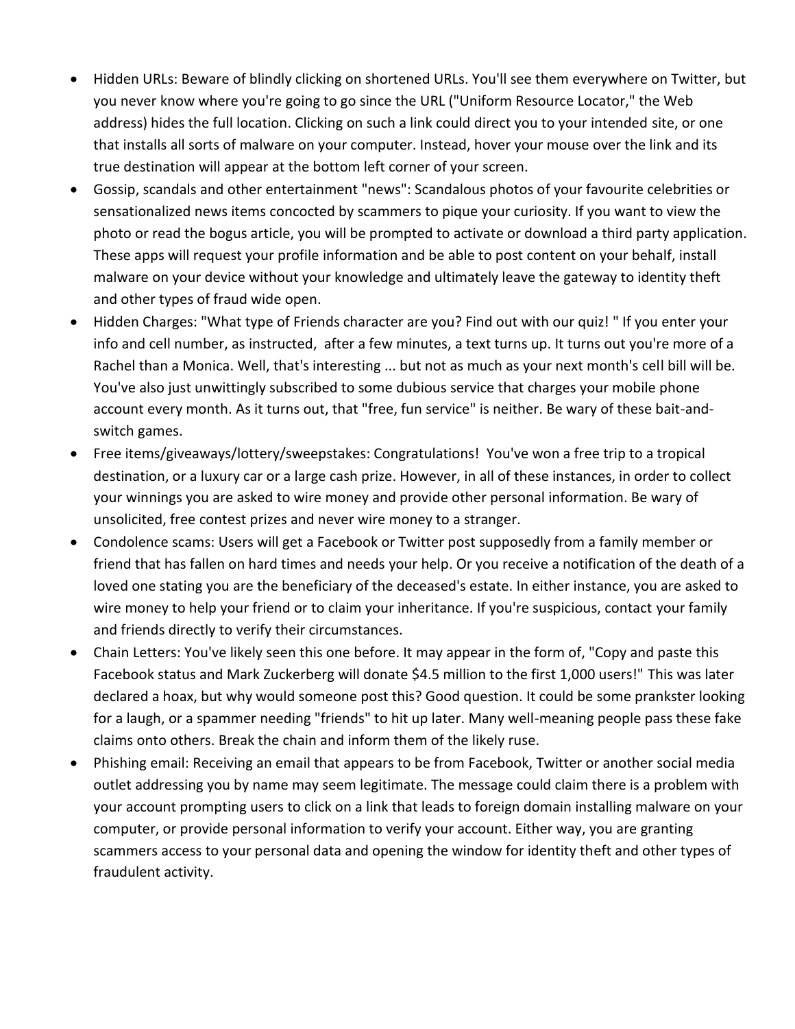- Hidden URLs: Beware of blindly clicking on shortened URLs. You'll see them everywhere on Twitter, but you never know where you're going to go since the URL ("Uniform Resource Locator," the Web address) hides the full location. Clicking on such a link could direct you to your intended site, or one that installs all sorts of malware on your computer. Instead, hover your mouse over the link and its true destination will appear at the bottom left corner of your screen.
- Gossip, scandals and other entertainment "news": Scandalous photos of your favourite celebrities or sensationalized news items concocted by scammers to pique your curiosity. If you want to view the photo or read the bogus article, you will be prompted to activate or download a third party application. These apps will request your profile information and be able to post content on your behalf, install malware on your device without your knowledge and ultimately leave the gateway to identity theft and other types of fraud wide open.
- Hidden Charges: "What type of Friends character are you? Find out with our quiz! " If you enter your info and cell number, as instructed, after a few minutes, a text turns up. It turns out you're more of a Rachel than a Monica. Well, that's interesting ... but not as much as your next month's cell bill will be. You've also just unwittingly subscribed to some dubious service that charges your mobile phone account every month. As it turns out, that "free, fun service" is neither. Be wary of these bait-and-switch games.
- Free items/giveaways/lottery/sweepstakes: Congratulations! You've won a free trip to a tropical destination, or a luxury car or a large cash prize. However, in all of these instances, in order to collect your winnings you are asked to wire money and provide other personal information. Be wary of unsolicited, free contest prizes and never wire money to a stranger.
- Condolence scams: Users will get a Facebook or Twitter post supposedly from a family member or friend that has fallen on hard times and needs your help. Or you receive a notification of the death of a loved one stating you are the beneficiary of the deceased's estate. In either instance, you are asked to wire money to help your friend or to claim your inheritance. If you're suspicious, contact your family and friends directly to verify their circumstances.
- Chain Letters: You've likely seen this one before. It may appear in the form of, "Copy and paste this Facebook status and Mark Zuckerberg will donate $4.5 million to the first 1,000 users!" This was later declared a hoax, but why would someone post this? Good question. It could be some prankster looking for a laugh, or a spammer needing "friends" to hit up later. Many well-meaning people pass these fake claims onto others. Break the chain and inform them of the likely ruse.
- Phishing email: Receiving an email that appears to be from Facebook, Twitter or another social media outlet addressing you by name may seem legitimate. The message could claim there is a problem with your account prompting users to click on a link that leads to foreign domain installing malware on your computer, or provide personal information to verify your account. Either way, you are granting scammers access to your personal data and opening the window for identity theft and other types of fraudulent activity.